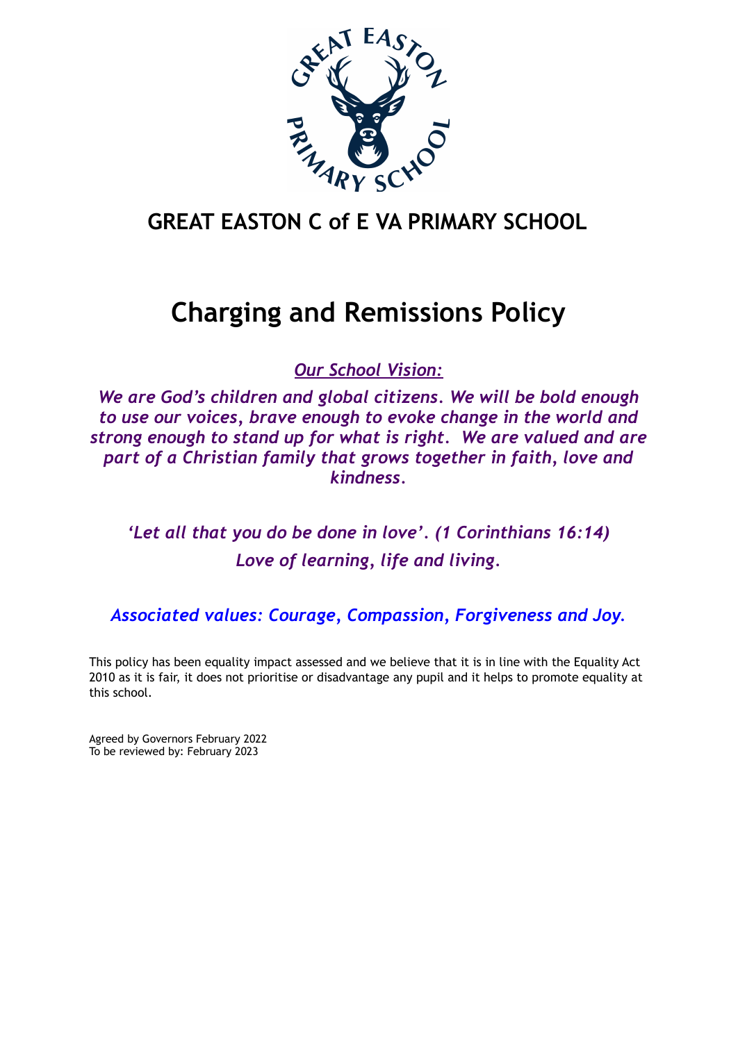# GREAT EASTON C of E VA PRIMARY SCHOOL

# Charging and Remissions Policy

*__Our School Vision:__*

***We are God's children and global citizens. We will be bold enough to use our voices, brave enough to evoke change in the world and strong enough to stand up for what is right. We are valued and are part of a Christian family that grows together in faith, love and kindness.***

***'Let all that you do be done in love'. (1 Corinthians 16:14)***

***Love of learning, life and living.***

***Associated values: Courage, Compassion, Forgiveness and Joy.***

This policy has been equality impact assessed and we believe that it is in line with the Equality Act 2010 as it is fair, it does not prioritise or disadvantage any pupil and it helps to promote equality at this school.

Agreed by Governors February 2022
To be reviewed by: February 2023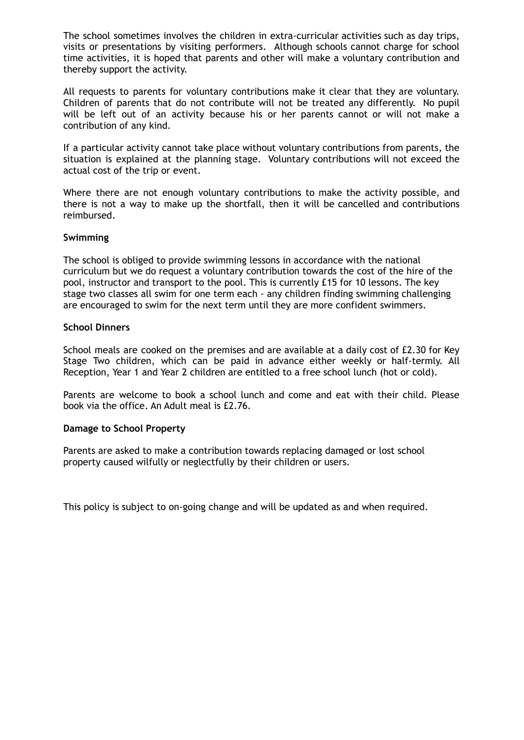The school sometimes involves the children in extra-curricular activities such as day trips, visits or presentations by visiting performers. Although schools cannot charge for school time activities, it is hoped that parents and other will make a voluntary contribution and thereby support the activity.

All requests to parents for voluntary contributions make it clear that they are voluntary. Children of parents that do not contribute will not be treated any differently. No pupil will be left out of an activity because his or her parents cannot or will not make a contribution of any kind.

If a particular activity cannot take place without voluntary contributions from parents, the situation is explained at the planning stage. Voluntary contributions will not exceed the actual cost of the trip or event.

Where there are not enough voluntary contributions to make the activity possible, and there is not a way to make up the shortfall, then it will be cancelled and contributions reimbursed.

**Swimming**

The school is obliged to provide swimming lessons in accordance with the national curriculum but we do request a voluntary contribution towards the cost of the hire of the pool, instructor and transport to the pool. This is currently £15 for 10 lessons. The key stage two classes all swim for one term each - any children finding swimming challenging are encouraged to swim for the next term until they are more confident swimmers.

**School Dinners**

School meals are cooked on the premises and are available at a daily cost of £2.30 for Key Stage Two children, which can be paid in advance either weekly or half-termly. All Reception, Year 1 and Year 2 children are entitled to a free school lunch (hot or cold).

Parents are welcome to book a school lunch and come and eat with their child. Please book via the office. An Adult meal is £2.76.

**Damage to School Property**

Parents are asked to make a contribution towards replacing damaged or lost school property caused wilfully or neglectfully by their children or users.

This policy is subject to on-going change and will be updated as and when required.